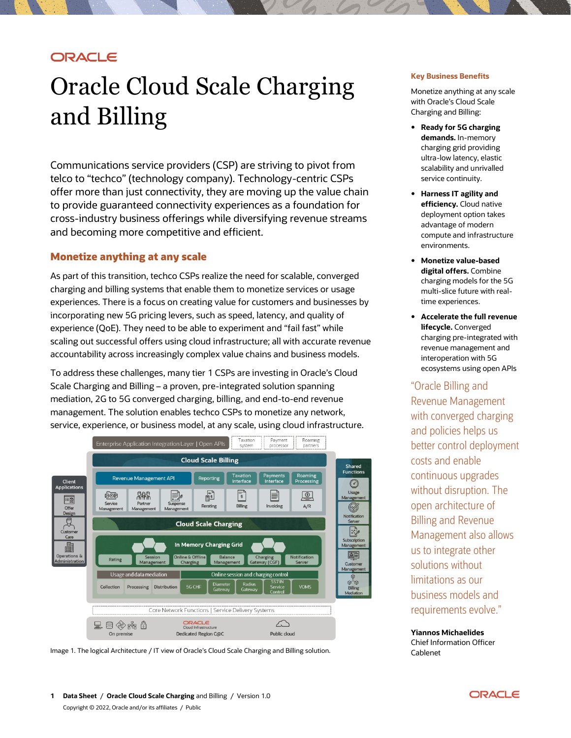# Oracle Cloud Scale Charging and Billing

Communications service providers (CSP) are striving to pivot from telco to "techco" (technology company). Technology-centric CSPs offer more than just connectivity, they are moving up the value chain to provide guaranteed connectivity experiences as a foundation for cross-industry business offerings while diversifying revenue streams and becoming more competitive and efficient.

## Monetize anything at any scale

As part of this transition, techco CSPs realize the need for scalable, converged charging and billing systems that enable them to monetize services or usage experiences. There is a focus on creating value for customers and businesses by incorporating new 5G pricing levers, such as speed, latency, and quality of experience (QoE). They need to be able to experiment and "fail fast" while scaling out successful offers using cloud infrastructure; all with accurate revenue accountability across increasingly complex value chains and business models.

To address these challenges, many tier 1 CSPs are investing in Oracle's Cloud Scale Charging and Billing – a proven, pre-integrated solution spanning mediation, 2G to 5G converged charging, billing, and end-to-end revenue management. The solution enables techco CSPs to monetize any network, service, experience, or business model, at any scale, using cloud infrastructure.

Enterprise Application Integration Layer | Open APIs
Taxation system
Payment processor
Roaming partners
Cloud Scale Billing
Revenue Management API
Reporting
Taxation Interface
Payments Interface
Roaming Processing
Service Management
Partner Management
Suspense Management
Rerating
Billing
Invoicing
A/R
Cloud Scale Charging
In Memory Charging Grid
Rating
Session Management
Online & Offline Charging
Balance Management
Charging Gateway (CGF)
Notification Server
Usage and data mediation
Online session and charging control
Collection
Processing
Distribution
5G CHF
Diameter Gateway
Radius Gateway
SS7 IN Service Control
VOMS
Client Applications
Offer Design
Customer Care
Operations & Administration
Shared Functions
Usage Management
Notification Server
Subscription Management
Customer Management
Billing Mediation
Core Network Functions | Service Delivery Systems
On premise
ORACLE Cloud Infrastructure
Dedicated Region C@C
Public cloud

Image 1. The logical Architecture / IT view of Oracle's Cloud Scale Charging and Billing solution.

### Key Business Benefits

Monetize anything at any scale with Oracle's Cloud Scale Charging and Billing:

- **Ready for 5G charging demands.** In-memory charging grid providing ultra-low latency, elastic scalability and unrivalled service continuity.
- **Harness IT agility and efficiency.** Cloud native deployment option takes advantage of modern compute and infrastructure environments.
- **Monetize value-based digital offers.** Combine charging models for the 5G multi-slice future with real-time experiences.
- **Accelerate the full revenue lifecycle.** Converged charging pre-integrated with revenue management and interoperation with 5G ecosystems using open APIs

"Oracle Billing and Revenue Management with converged charging and policies helps us better control deployment costs and enable continuous upgrades without disruption. The open architecture of Billing and Revenue Management also allows us to integrate other solutions without limitations as our business models and requirements evolve."

**Yiannos Michaelides**
Chief Information Officer
Cablenet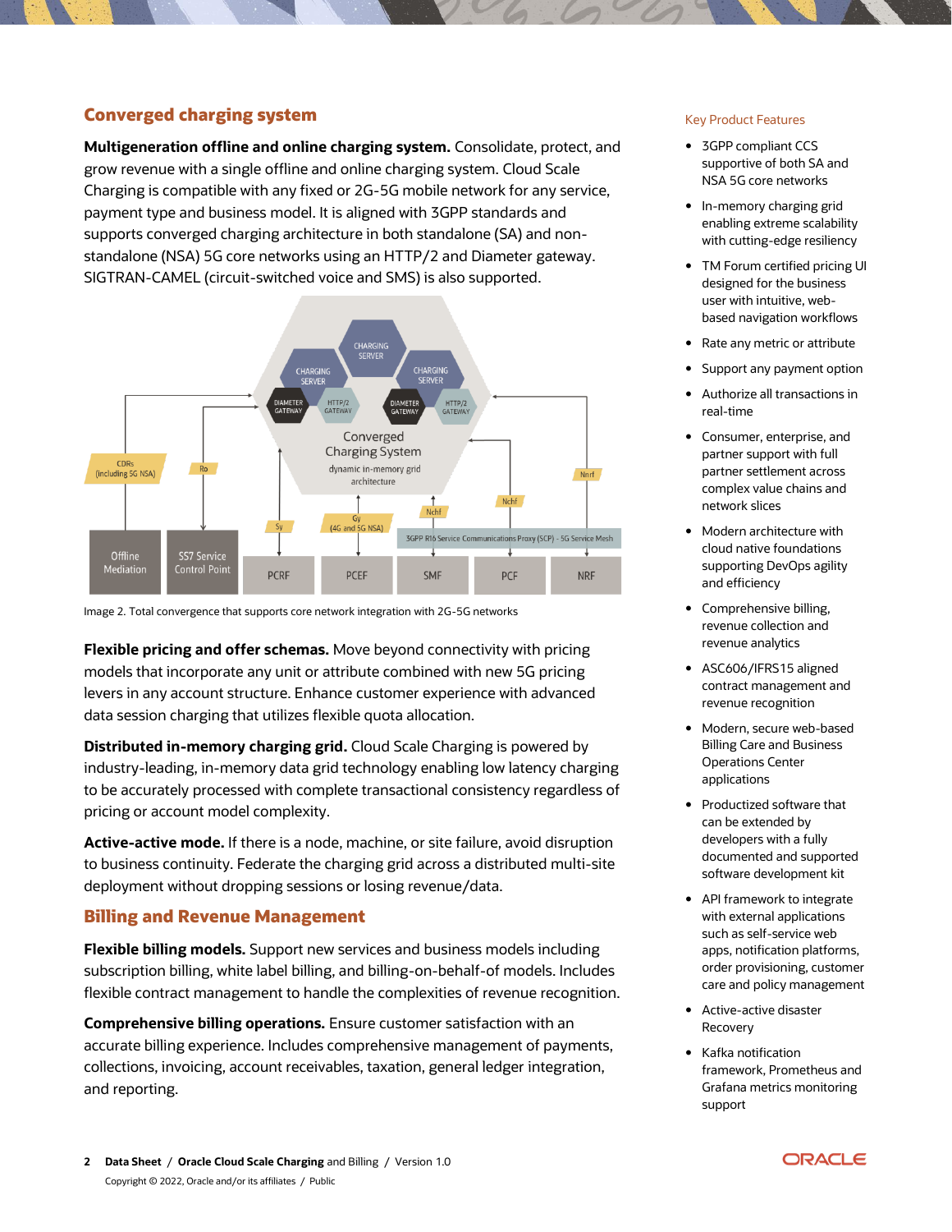## Converged charging system

**Multigeneration offline and online charging system.** Consolidate, protect, and grow revenue with a single offline and online charging system. Cloud Scale Charging is compatible with any fixed or 2G-5G mobile network for any service, payment type and business model. It is aligned with 3GPP standards and supports converged charging architecture in both standalone (SA) and non-standalone (NSA) 5G core networks using an HTTP/2 and Diameter gateway. SIGTRAN-CAMEL (circuit-switched voice and SMS) is also supported.

CHARGING SERVER
CHARGING SERVER
CHARGING SERVER
DIAMETER GATEWAY
HTTP/2 GATEWAY
DIAMETER GATEWAY
HTTP/2 GATEWAY
Converged Charging System
dynamic in-memory grid architecture
CDRs (including 5G NSA)
Ro
Sy
Gy (4G and 5G NSA)
Nchf
Nchf
Nnrf
3GPP R16 Service Communications Proxy (SCP) - 5G Service Mesh
Offline Mediation
SS7 Service Control Point
PCRF
PCEF
SMF
PCF
NRF

Image 2. Total convergence that supports core network integration with 2G-5G networks

**Flexible pricing and offer schemas.** Move beyond connectivity with pricing models that incorporate any unit or attribute combined with new 5G pricing levers in any account structure. Enhance customer experience with advanced data session charging that utilizes flexible quota allocation.

**Distributed in-memory charging grid.** Cloud Scale Charging is powered by industry-leading, in-memory data grid technology enabling low latency charging to be accurately processed with complete transactional consistency regardless of pricing or account model complexity.

**Active-active mode.** If there is a node, machine, or site failure, avoid disruption to business continuity. Federate the charging grid across a distributed multi-site deployment without dropping sessions or losing revenue/data.

## Billing and Revenue Management

**Flexible billing models.** Support new services and business models including subscription billing, white label billing, and billing-on-behalf-of models. Includes flexible contract management to handle the complexities of revenue recognition.

**Comprehensive billing operations.** Ensure customer satisfaction with an accurate billing experience. Includes comprehensive management of payments, collections, invoicing, account receivables, taxation, general ledger integration, and reporting.

### Key Product Features

- 3GPP compliant CCS supportive of both SA and NSA 5G core networks
- In-memory charging grid enabling extreme scalability with cutting-edge resiliency
- TM Forum certified pricing UI designed for the business user with intuitive, web-based navigation workflows
- Rate any metric or attribute
- Support any payment option
- Authorize all transactions in real-time
- Consumer, enterprise, and partner support with full partner settlement across complex value chains and network slices
- Modern architecture with cloud native foundations supporting DevOps agility and efficiency
- Comprehensive billing, revenue collection and revenue analytics
- ASC606/IFRS15 aligned contract management and revenue recognition
- Modern, secure web-based Billing Care and Business Operations Center applications
- Productized software that can be extended by developers with a fully documented and supported software development kit
- API framework to integrate with external applications such as self-service web apps, notification platforms, order provisioning, customer care and policy management
- Active-active disaster Recovery
- Kafka notification framework, Prometheus and Grafana metrics monitoring support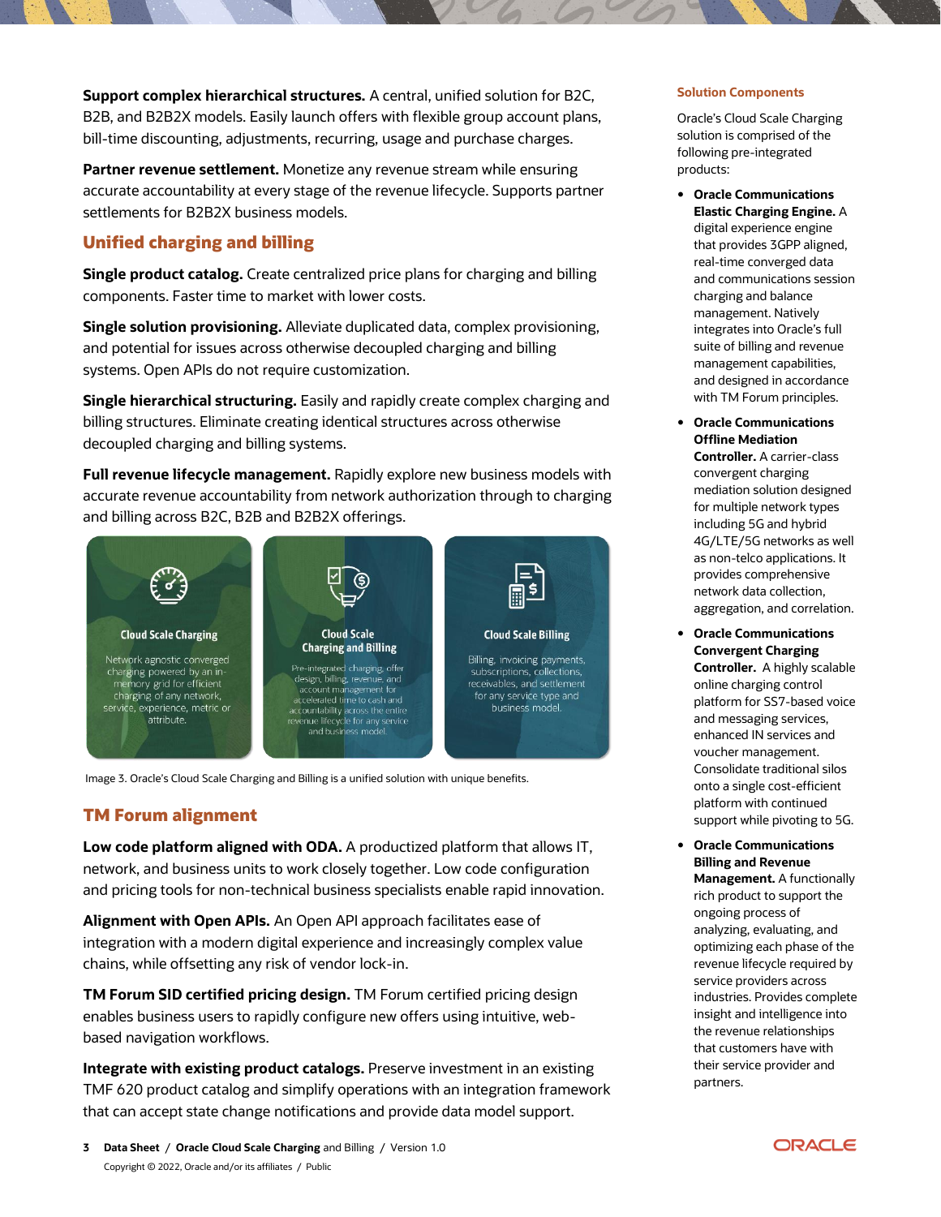**Support complex hierarchical structures.** A central, unified solution for B2C, B2B, and B2B2X models. Easily launch offers with flexible group account plans, bill-time discounting, adjustments, recurring, usage and purchase charges.

**Partner revenue settlement.** Monetize any revenue stream while ensuring accurate accountability at every stage of the revenue lifecycle. Supports partner settlements for B2B2X business models.

## Unified charging and billing

**Single product catalog.** Create centralized price plans for charging and billing components. Faster time to market with lower costs.

**Single solution provisioning.** Alleviate duplicated data, complex provisioning, and potential for issues across otherwise decoupled charging and billing systems. Open APIs do not require customization.

**Single hierarchical structuring.** Easily and rapidly create complex charging and billing structures. Eliminate creating identical structures across otherwise decoupled charging and billing systems.

**Full revenue lifecycle management.** Rapidly explore new business models with accurate revenue accountability from network authorization through to charging and billing across B2C, B2B and B2B2X offerings.

Cloud Scale Charging

Network agnostic converged charging powered by an in-memory grid for efficient charging of any network, service, experience, metric or attribute.

Cloud Scale Charging and Billing

Pre-integrated charging, offer design, billing, revenue, and account management for accelerated time to cash and accountability across the entire revenue lifecycle for any service and business model.

Cloud Scale Billing

Billing, invoicing payments, subscriptions, collections, receivables, and settlement for any service type and business model.

Image 3. Oracle's Cloud Scale Charging and Billing is a unified solution with unique benefits.

## TM Forum alignment

**Low code platform aligned with ODA.** A productized platform that allows IT, network, and business units to work closely together. Low code configuration and pricing tools for non-technical business specialists enable rapid innovation.

**Alignment with Open APIs.** An Open API approach facilitates ease of integration with a modern digital experience and increasingly complex value chains, while offsetting any risk of vendor lock-in.

**TM Forum SID certified pricing design.** TM Forum certified pricing design enables business users to rapidly configure new offers using intuitive, web-based navigation workflows.

**Integrate with existing product catalogs.** Preserve investment in an existing TMF 620 product catalog and simplify operations with an integration framework that can accept state change notifications and provide data model support.

### Solution Components

Oracle's Cloud Scale Charging solution is comprised of the following pre-integrated products:

- **Oracle Communications Elastic Charging Engine.** A digital experience engine that provides 3GPP aligned, real-time converged data and communications session charging and balance management. Natively integrates into Oracle's full suite of billing and revenue management capabilities, and designed in accordance with TM Forum principles.
- **Oracle Communications Offline Mediation Controller.** A carrier-class convergent charging mediation solution designed for multiple network types including 5G and hybrid 4G/LTE/5G networks as well as non-telco applications. It provides comprehensive network data collection, aggregation, and correlation.
- **Oracle Communications Convergent Charging Controller.** A highly scalable online charging control platform for SS7-based voice and messaging services, enhanced IN services and voucher management. Consolidate traditional silos onto a single cost-efficient platform with continued support while pivoting to 5G.
- **Oracle Communications Billing and Revenue Management.** A functionally rich product to support the ongoing process of analyzing, evaluating, and optimizing each phase of the revenue lifecycle required by service providers across industries. Provides complete insight and intelligence into the revenue relationships that customers have with their service provider and partners.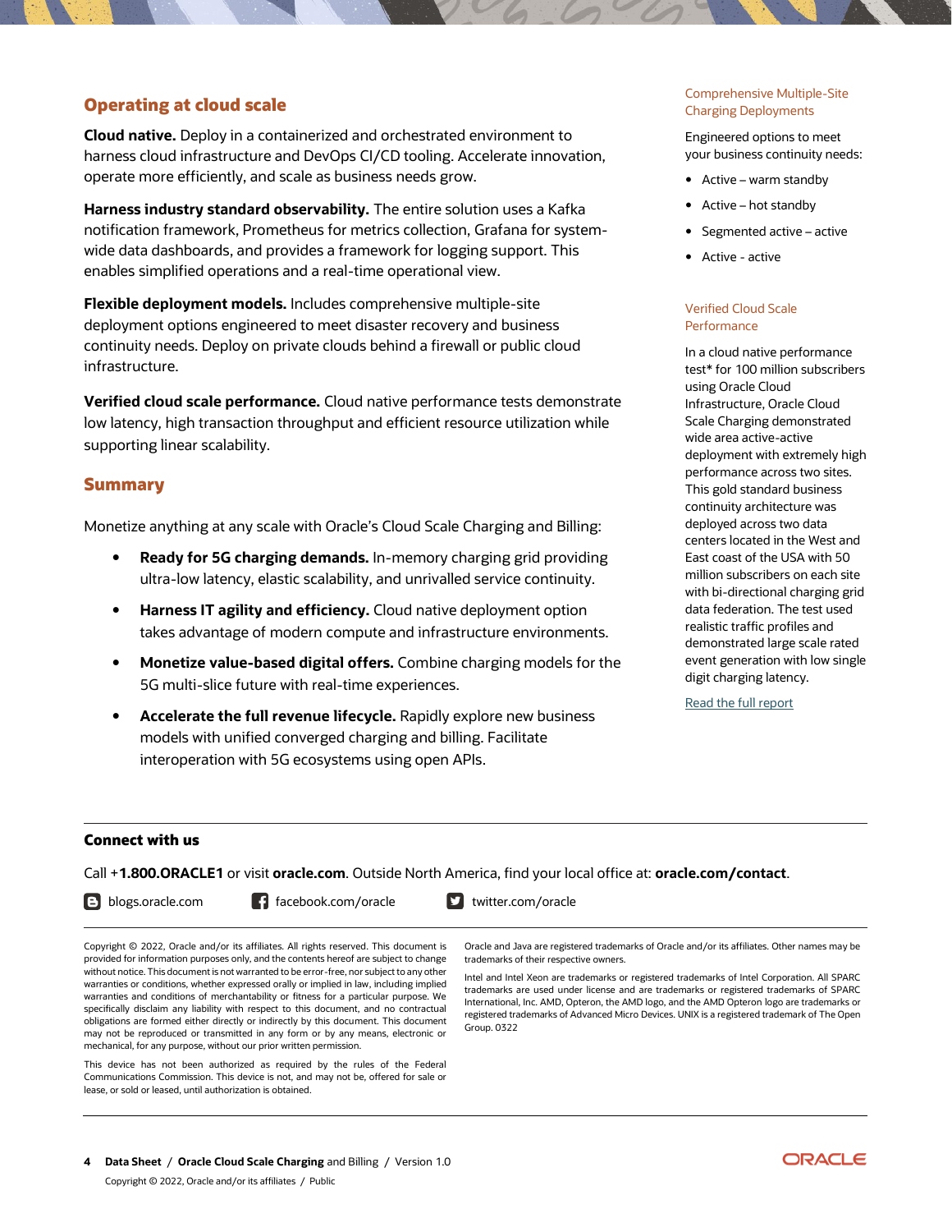## Operating at cloud scale

**Cloud native.** Deploy in a containerized and orchestrated environment to harness cloud infrastructure and DevOps CI/CD tooling. Accelerate innovation, operate more efficiently, and scale as business needs grow.

**Harness industry standard observability.** The entire solution uses a Kafka notification framework, Prometheus for metrics collection, Grafana for system-wide data dashboards, and provides a framework for logging support. This enables simplified operations and a real-time operational view.

**Flexible deployment models.** Includes comprehensive multiple-site deployment options engineered to meet disaster recovery and business continuity needs. Deploy on private clouds behind a firewall or public cloud infrastructure.

**Verified cloud scale performance.** Cloud native performance tests demonstrate low latency, high transaction throughput and efficient resource utilization while supporting linear scalability.

## Summary

Monetize anything at any scale with Oracle's Cloud Scale Charging and Billing:

- **Ready for 5G charging demands.** In-memory charging grid providing ultra-low latency, elastic scalability, and unrivalled service continuity.
- **Harness IT agility and efficiency.** Cloud native deployment option takes advantage of modern compute and infrastructure environments.
- **Monetize value-based digital offers.** Combine charging models for the 5G multi-slice future with real-time experiences.
- **Accelerate the full revenue lifecycle.** Rapidly explore new business models with unified converged charging and billing. Facilitate interoperation with 5G ecosystems using open APIs.

### Comprehensive Multiple-Site Charging Deployments

Engineered options to meet your business continuity needs:

- Active – warm standby
- Active – hot standby
- Segmented active – active
- Active - active

### Verified Cloud Scale Performance

In a cloud native performance test* for 100 million subscribers using Oracle Cloud Infrastructure, Oracle Cloud Scale Charging demonstrated wide area active-active deployment with extremely high performance across two sites. This gold standard business continuity architecture was deployed across two data centers located in the West and East coast of the USA with 50 million subscribers on each site with bi-directional charging grid data federation. The test used realistic traffic profiles and demonstrated large scale rated event generation with low single digit charging latency.

Read the full report

### Connect with us

Call +**1.800.ORACLE1** or visit **oracle.com**. Outside North America, find your local office at: **oracle.com/contact**.

blogs.oracle.com  facebook.com/oracle  twitter.com/oracle

Copyright © 2022, Oracle and/or its affiliates. All rights reserved. This document is provided for information purposes only, and the contents hereof are subject to change without notice. This document is not warranted to be error-free, nor subject to any other warranties or conditions, whether expressed orally or implied in law, including implied warranties and conditions of merchantability or fitness for a particular purpose. We specifically disclaim any liability with respect to this document, and no contractual obligations are formed either directly or indirectly by this document. This document may not be reproduced or transmitted in any form or by any means, electronic or mechanical, for any purpose, without our prior written permission.

This device has not been authorized as required by the rules of the Federal Communications Commission. This device is not, and may not be, offered for sale or lease, or sold or leased, until authorization is obtained.

Oracle and Java are registered trademarks of Oracle and/or its affiliates. Other names may be trademarks of their respective owners.

Intel and Intel Xeon are trademarks or registered trademarks of Intel Corporation. All SPARC trademarks are used under license and are trademarks or registered trademarks of SPARC International, Inc. AMD, Opteron, the AMD logo, and the AMD Opteron logo are trademarks or registered trademarks of Advanced Micro Devices. UNIX is a registered trademark of The Open Group. 0322